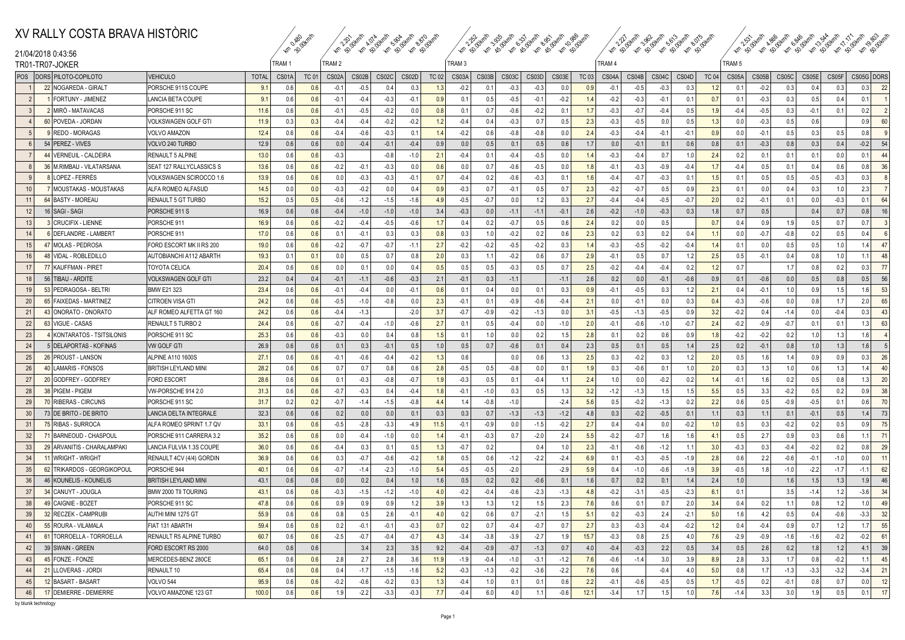# XV RALLY COSTA BRAVA HISTÒRIC

21/04/2018 0:43:56

TR01-TR07-JOKER

| | | | | | TRAM 1 | | TRAM 2 | | | | | TRAM 3 | | | | | | TRAM 4 | | | | | TRAM 5 | | | | | | |
|---|---|---|---|---|---|---|---|---|---|---|---|---|---|---|---|---|---|---|---|---|---|---|---|---|---|---|---|---|---|
| | | | | | km 0.480 50.00km/h | | km 2.201 50.00km/h | km 4.074 50.00km/h | km 5.904 50.00km/h | km 8.870 50.00km/h | | km 2.252 50.00km/h | km 3.935 45.00km/h | km 6.337 45.00km/h | km 8.951 45.00km/h | km 10.986 50.00km/h | | km 2.227 50.00km/h | km 3.962 50.00km/h | km 5.613 50.00km/h | km 8.075 50.00km/h | | km 2.531 50.00km/h | km 4.868 50.00km/h | km 6.846 50.00km/h | km 13.544 50.00km/h | km 17.171 50.00km/h | km 19.803 50.00km/h | |
| POS | DORS | PILOTO-COPILOTO | VEHICULO | TOTAL | CS01A | TC 01 | CS02A | CS02B | CS02C | CS02D | TC 02 | CS03A | CS03B | CS03C | CS03D | CS03E | TC 03 | CS04A | CS04B | CS04C | CS04D | TC 04 | CS05A | CS05B | CS05C | CS05E | CS05F | CS05G | DORS |
| 1 | 22 | NOGAREDA - GIRALT | PORSCHE 911S COUPE | 9.1 | 0.6 | 0.6 | -0.1 | -0.5 | 0.4 | 0.3 | 1.3 | -0.2 | 0.1 | -0.3 | -0.3 | 0.0 | 0.9 | -0.1 | -0.5 | -0.3 | 0.3 | 1.2 | 0.1 | -0.2 | 0.3 | 0.4 | 0.3 | 0.3 | 22 |
| 2 | 1 | FORTUNY - JIMENEZ | LANCIA BETA COUPE | 9.1 | 0.6 | 0.6 | -0.1 | -0.4 | -0.3 | -0.1 | 0.9 | 0.1 | 0.5 | -0.5 | -0.1 | -0.2 | 1.4 | -0.2 | -0.3 | -0.1 | 0.1 | 0.7 | 0.1 | -0.3 | 0.3 | 0.5 | 0.4 | 0.1 | 1 |
| 3 | 2 | MIRÓ - MATAVACAS | PORSCHE 911 SC | 11.6 | 0.6 | 0.6 | -0.1 | -0.5 | -0.2 | 0.0 | 0.8 | 0.1 | 0.7 | -0.6 | -0.2 | 0.1 | 1.7 | -0.3 | -0.7 | -0.4 | 0.5 | 1.9 | -0.4 | -0.5 | 0.3 | -0.1 | 0.1 | 0.2 | 2 |
| 4 | 60 | POVEDA - JORDAN | VOLKSWAGEN GOLF GTI | 11.9 | 0.3 | 0.3 | -0.4 | -0.4 | -0.2 | -0.2 | 1.2 | -0.4 | 0.4 | -0.3 | 0.7 | 0.5 | 2.3 | -0.3 | -0.5 | 0.0 | 0.5 | 1.3 | 0.0 | -0.3 | 0.5 | 0.6 | | 0.9 | 60 |
| 5 | 9 | REDO - MORAGAS | VOLVO AMAZON | 12.4 | 0.6 | 0.6 | -0.4 | -0.6 | -0.3 | 0.1 | 1.4 | -0.2 | 0.6 | -0.8 | -0.8 | 0.0 | 2.4 | -0.3 | -0.4 | -0.1 | -0.1 | 0.9 | 0.0 | -0.1 | 0.5 | 0.3 | 0.5 | 0.8 | 9 |
| 6 | 54 | PEREZ - VIVES | VOLVO 240 TURBO | 12.9 | 0.6 | 0.6 | 0.0 | -0.4 | -0.1 | -0.4 | 0.9 | 0.0 | 0.5 | 0.1 | 0.5 | 0.6 | 1.7 | 0.0 | -0.1 | 0.1 | 0.6 | 0.8 | 0.1 | -0.3 | 0.8 | 0.3 | 0.4 | -0.2 | 54 |
| 7 | 44 | VERNEUIL - CALDEIRA | RENAULT 5 ALPINE | 13.0 | 0.6 | 0.6 | -0.3 | | -0.8 | -1.0 | 2.1 | -0.4 | 0.1 | -0.4 | -0.5 | 0.0 | 1.4 | -0.3 | -0.4 | 0.7 | 1.0 | 2.4 | 0.2 | 0.1 | 0.1 | 0.1 | 0.0 | 0.1 | 44 |
| 8 | 36 | M.RIMBAU - VILATARSANA | SEAT 127 RALLYCLASSICS S | 13.6 | 0.6 | 0.6 | -0.2 | -0.1 | -0.3 | 0.0 | 0.6 | 0.0 | 0.7 | -0.6 | -0.5 | 0.0 | 1.8 | -0.1 | -0.3 | -0.9 | -0.4 | 1.7 | -0.4 | 0.5 | 0.1 | 0.4 | 0.6 | 0.8 | 36 |
| 9 | 8 | LOPEZ - FERRÉS | VOLKSWAGEN SCIROCCO 1.6 | 13.9 | 0.6 | 0.6 | 0.0 | -0.3 | -0.3 | -0.1 | 0.7 | -0.4 | 0.2 | -0.6 | -0.3 | 0.1 | 1.6 | -0.4 | -0.7 | -0.3 | 0.1 | 1.5 | 0.1 | 0.5 | 0.5 | -0.5 | -0.3 | 0.3 | 8 |
| 10 | 7 | MOUSTAKAS - MOUSTAKAS | ALFA ROMEO ALFASUD | 14.5 | 0.0 | 0.0 | -0.3 | -0.2 | 0.0 | 0.4 | 0.9 | -0.3 | 0.7 | -0.1 | 0.5 | 0.7 | 2.3 | -0.2 | -0.7 | 0.5 | 0.9 | 2.3 | 0.1 | 0.0 | 0.4 | 0.3 | 1.0 | 2.3 | 7 |
| 11 | 64 | BASTY - MOREAU | RENAULT 5 GT TURBO | 15.2 | 0.5 | 0.5 | -0.6 | -1.2 | -1.5 | -1.6 | 4.9 | -0.5 | -0.7 | 0.0 | 1.2 | 0.3 | 2.7 | -0.4 | -0.4 | -0.5 | -0.7 | 2.0 | 0.2 | -0.1 | 0.1 | 0.0 | -0.3 | 0.1 | 64 |
| 12 | 16 | SAGI - SAGI | PORSCHE 911 S | 16.9 | 0.6 | 0.6 | -0.4 | -1.0 | -1.0 | -1.0 | 3.4 | -0.3 | 0.0 | -1.1 | -1.1 | -0.1 | 2.6 | -0.2 | -1.0 | -0.3 | 0.3 | 1.8 | 0.7 | 0.5 | | 0.4 | 0.7 | 0.8 | 16 |
| 13 | 3 | CRUCIFIX - LIENNE | PORSCHE 911 | 16.9 | 0.6 | 0.6 | -0.2 | -0.4 | -0.5 | -0.6 | 1.7 | 0.4 | 0.2 | -0.7 | 0.5 | 0.6 | 2.4 | 0.2 | 0.0 | 0.5 | | 0.7 | 0.4 | 0.9 | 1.9 | 0.5 | 0.7 | 0.7 | 3 |
| 14 | 6 | DEFLANDRE - LAMBERT | PORSCHE 911 | 17.0 | 0.6 | 0.6 | 0.1 | -0.1 | 0.3 | 0.3 | 0.8 | 0.3 | 1.0 | -0.2 | 0.2 | 0.6 | 2.3 | 0.2 | 0.3 | 0.2 | 0.4 | 1.1 | 0.0 | -0.7 | -0.8 | 0.2 | 0.5 | 0.4 | 6 |
| 15 | 47 | MOLAS - PEDROSA | FORD ESCORT MK II RS 200 | 19.0 | 0.6 | 0.6 | -0.2 | -0.7 | -0.7 | -1.1 | 2.7 | -0.2 | -0.2 | -0.5 | -0.2 | 0.3 | 1.4 | -0.3 | -0.5 | -0.2 | -0.4 | 1.4 | 0.1 | 0.0 | 0.5 | 0.5 | 1.0 | 1.4 | 47 |
| 16 | 48 | VIDAL - ROBLEDILLO | AUTOBIANCHI A112 ABARTH | 19.3 | 0.1 | 0.1 | 0.0 | 0.5 | 0.7 | 0.8 | 2.0 | 0.3 | 1.1 | -0.2 | 0.6 | 0.7 | 2.9 | -0.1 | 0.5 | 0.7 | 1.2 | 2.5 | 0.5 | -0.1 | 0.4 | 0.8 | 1.0 | 1.1 | 48 |
| 17 | 77 | KAUFFMAN - PIRET | TOYOTA CELICA | 20.4 | 0.6 | 0.6 | 0.0 | 0.1 | 0.0 | 0.4 | 0.5 | 0.5 | 0.5 | -0.3 | 0.5 | 0.7 | 2.5 | -0.2 | -0.4 | -0.4 | 0.2 | 1.2 | 0.7 | | 1.7 | 0.8 | 0.2 | 0.3 | 77 |
| 18 | 56 | TIBAU - ARDITE | VOLKSWAGEN GOLF GTI | 23.2 | 0.4 | 0.4 | -0.1 | -1.1 | -0.6 | -0.3 | 2.1 | -0.1 | 0.3 | -1.1 | | -1.1 | 2.6 | 0.2 | 0.0 | -0.1 | -0.6 | 0.9 | 0.1 | -0.6 | 0.0 | 0.5 | 0.8 | 0.5 | 56 |
| 19 | 53 | PEDRAGOSA - BELTRI | BMW E21 323 | 23.4 | 0.6 | 0.6 | -0.1 | -0.4 | 0.0 | -0.1 | 0.6 | 0.1 | 0.4 | 0.0 | 0.1 | 0.3 | 0.9 | -0.1 | -0.5 | 0.3 | 1.2 | 2.1 | 0.4 | -0.1 | 1.0 | 0.9 | 1.5 | 1.6 | 53 |
| 20 | 65 | FAIXEDAS - MARTINEZ | CITROEN VISA GTI | 24.2 | 0.6 | 0.6 | -0.5 | -1.0 | -0.8 | 0.0 | 2.3 | -0.1 | 0.1 | -0.9 | -0.6 | -0.4 | 2.1 | 0.0 | -0.1 | 0.0 | 0.3 | 0.4 | -0.3 | -0.6 | 0.0 | 0.8 | 1.7 | 2.0 | 65 |
| 21 | 43 | ONORATO - ONORATO | ALF ROMEO ALFETTA GT 160 | 24.2 | 0.6 | 0.6 | -0.4 | -1.3 | | -2.0 | 3.7 | -0.7 | -0.9 | -0.2 | -1.3 | 0.0 | 3.1 | -0.5 | -1.3 | -0.5 | 0.9 | 3.2 | -0.2 | 0.4 | -1.4 | 0.0 | -0.4 | 0.3 | 43 |
| 22 | 63 | VIGUE - CASAS | RENAULT 5 TURBO 2 | 24.4 | 0.6 | 0.6 | -0.7 | -0.4 | -1.0 | -0.6 | 2.7 | 0.1 | 0.5 | -0.4 | 0.0 | -1.0 | 2.0 | -0.1 | -0.6 | -1.0 | -0.7 | 2.4 | -0.2 | -0.9 | -0.7 | 0.1 | 0.1 | 1.3 | 63 |
| 23 | 4 | KONTARATOS - TSITSILONIS | PORSCHE 911 SC | 25.3 | 0.6 | 0.6 | -0.3 | 0.0 | 0.4 | 0.8 | 1.5 | 0.1 | 1.0 | 0.0 | 0.2 | 1.5 | 2.8 | 0.1 | 0.2 | 0.6 | 0.9 | 1.8 | -0.2 | -0.2 | 0.2 | 1.0 | 1.3 | 1.6 | 4 |
| 24 | 5 | DELAPORTAS - KOFINAS | VW GOLF GTI | 26.9 | 0.6 | 0.6 | 0.1 | 0.3 | -0.1 | 0.5 | 1.0 | 0.5 | 0.7 | -0.6 | 0.1 | 0.4 | 2.3 | 0.5 | 0.1 | 0.5 | 1.4 | 2.5 | 0.2 | -0.1 | 0.8 | 1.0 | 1.3 | 1.6 | 5 |
| 25 | 26 | PROUST - LANSON | ALPINE A110 1600S | 27.1 | 0.6 | 0.6 | -0.1 | -0.6 | -0.4 | -0.2 | 1.3 | 0.6 | | 0.0 | 0.6 | 1.3 | 2.5 | 0.3 | -0.2 | 0.3 | 1.2 | 2.0 | 0.5 | 1.6 | 1.4 | 0.9 | 0.9 | 0.3 | 26 |
| 26 | 40 | LAMARIS - FONSOS | BRITISH LEYLAND MINI | 28.2 | 0.6 | 0.6 | 0.7 | 0.7 | 0.8 | 0.6 | 2.8 | -0.5 | 0.5 | -0.8 | 0.0 | 0.1 | 1.9 | 0.3 | -0.6 | 0.1 | 1.0 | 2.0 | 0.3 | 1.3 | 1.0 | 0.6 | 1.3 | 1.4 | 40 |
| 27 | 20 | GODFREY - GODFREY | FORD ESCORT | 28.6 | 0.6 | 0.6 | 0.1 | -0.3 | -0.8 | -0.7 | 1.9 | -0.3 | 0.5 | 0.1 | -0.4 | 1.1 | 2.4 | 1.0 | 0.0 | -0.2 | 0.2 | 1.4 | -0.1 | 1.6 | 0.2 | 0.5 | 0.8 | 1.3 | 20 |
| 28 | 38 | PIGEM - PIGEM | VW-PORSCHE 914 2.0 | 31.3 | 0.6 | 0.6 | -0.7 | -0.3 | 0.4 | -0.4 | 1.8 | -0.1 | -1.0 | 0.3 | 0.5 | 1.3 | 3.2 | -1.2 | -1.3 | 1.5 | 1.5 | 5.5 | 0.5 | 3.3 | -0.2 | 0.5 | 0.2 | 0.9 | 38 |
| 29 | 70 | RIBERAS - CIRCUNS | PORSCHE 911 SC | 31.7 | 0.2 | 0.2 | -0.7 | -1.4 | -1.5 | -0.8 | 4.4 | 1.4 | -0.8 | -1.0 | | -2.4 | 5.6 | 0.5 | -0.2 | -1.3 | 0.2 | 2.2 | 0.6 | 0.5 | -0.9 | -0.5 | 0.1 | 0.6 | 70 |
| 30 | 73 | DE BRITO - DE BRITO | LANCIA DELTA INTEGRALE | 32.3 | 0.6 | 0.6 | 0.2 | 0.0 | 0.0 | 0.1 | 0.3 | 0.3 | 0.7 | -1.3 | -1.3 | -1.2 | 4.8 | 0.3 | -0.2 | -0.5 | 0.1 | 1.1 | 0.3 | 1.1 | 0.1 | -0.1 | 0.5 | 1.4 | 73 |
| 31 | 75 | RIBAS - SURROCA | ALFA ROMEO SPRINT 1.7 QV | 33.1 | 0.6 | 0.6 | -0.5 | -2.8 | -3.3 | -4.9 | 11.5 | -0.1 | -0.9 | 0.0 | -1.5 | -0.2 | 2.7 | 0.4 | -0.4 | 0.0 | -0.2 | 1.0 | 0.5 | 0.3 | -0.2 | 0.2 | 0.5 | 0.9 | 75 |
| 32 | 71 | BARNEOUD - CHASPOUL | PORSCHE 911 CARRERA 3.2 | 35.2 | 0.6 | 0.6 | 0.0 | -0.4 | -1.0 | 0.0 | 1.4 | -0.1 | -0.3 | 0.7 | -2.0 | 2.4 | 5.5 | -0.2 | -0.7 | 1.6 | 1.6 | 4.1 | 0.5 | 2.7 | 0.9 | 0.3 | 0.6 | 1.1 | 71 |
| 33 | 29 | ARVANITIS - CHARALAMPAKI | LANCIA FULVIA 1.3S COUPE | 36.0 | 0.6 | 0.6 | -0.4 | 0.3 | 0.1 | 0.5 | 1.3 | -0.7 | 0.2 | | 0.4 | 1.0 | 2.3 | -0.1 | -0.6 | -1.2 | 1.1 | 3.0 | -0.3 | 0.3 | -0.4 | -0.2 | 0.2 | 0.8 | 29 |
| 34 | 11 | WRIGHT - WRIGHT | RENAULT 4CV (4/4) GORDIN | 36.9 | 0.6 | 0.6 | 0.3 | -0.7 | -0.6 | -0.2 | 1.8 | 0.5 | 0.6 | -1.2 | -2.2 | -2.4 | 6.9 | 0.1 | -0.3 | -0.5 | -1.9 | 2.8 | 0.6 | 2.2 | -0.6 | -0.1 | -1.0 | 0.0 | 11 |
| 35 | 62 | TRIKARDOS - GEORGIKOPOUL | PORSCHE 944 | 40.1 | 0.6 | 0.6 | -0.7 | -1.4 | -2.3 | -1.0 | 5.4 | -0.5 | -0.5 | -2.0 | | -2.9 | 5.9 | 0.4 | -1.0 | -0.6 | -1.9 | 3.9 | -0.5 | 1.8 | -1.0 | -2.2 | -1.7 | -1.1 | 62 |
| 36 | 46 | KOUNELIS - KOUNELIS | BRITISH LEYLAND MINI | 43.1 | 0.6 | 0.6 | 0.0 | 0.2 | 0.4 | 1.0 | 1.6 | 0.5 | 0.2 | 0.2 | -0.6 | 0.1 | 1.6 | 0.7 | 0.2 | 0.1 | 1.4 | 2.4 | 1.0 | | 1.6 | 1.5 | 1.3 | 1.9 | 46 |
| 37 | 34 | CANUYT - JOUGLA | BMW 2000 TII TOURING | 43.1 | 0.6 | 0.6 | -0.3 | -1.5 | -1.2 | -1.0 | 4.0 | -0.2 | -0.4 | -0.6 | -2.3 | -1.3 | 4.8 | -0.2 | -3.1 | -0.5 | -2.3 | 6.1 | 0.1 | | 3.5 | -1.4 | 1.2 | -3.6 | 34 |
| 38 | 49 | CAIGNIE - BOZET | PORSCHE 911 SC | 47.8 | 0.6 | 0.6 | 0.9 | 0.9 | 0.9 | 1.2 | 3.9 | 1.3 | 1.3 | 1.2 | 1.5 | 2.3 | 7.6 | 0.6 | 0.1 | 0.7 | 2.0 | 3.4 | 0.4 | 0.2 | 1.1 | 0.8 | 1.2 | 1.0 | 49 |
| 39 | 32 | RECZEK - CAMPRUBI | AUTHI MINI 1275 GT | 55.9 | 0.6 | 0.6 | 0.8 | 0.5 | 2.6 | -0.1 | 4.0 | 0.2 | 0.6 | 0.7 | -2.1 | 1.5 | 5.1 | 0.2 | -0.3 | 2.4 | -2.1 | 5.0 | 1.6 | 4.2 | 0.5 | 0.4 | -0.6 | -3.3 | 32 |
| 40 | 55 | ROURA - VILAMALA | FIAT 131 ABARTH | 59.4 | 0.6 | 0.6 | 0.2 | -0.1 | -0.1 | -0.3 | 0.7 | 0.2 | 0.7 | -0.4 | -0.7 | 0.7 | 2.7 | 0.3 | -0.3 | -0.4 | -0.2 | 1.2 | 0.4 | -0.4 | 0.9 | 0.7 | 1.2 | 1.7 | 55 |
| 41 | 61 | TORROELLA - TORROELLA | RENAULT R5 ALPINE TURBO | 60.7 | 0.6 | 0.6 | -2.5 | -0.7 | -0.4 | -0.7 | 4.3 | -3.4 | -3.8 | -3.9 | -2.7 | 1.9 | 15.7 | -0.3 | 0.8 | 2.5 | 4.0 | 7.6 | -2.9 | -0.9 | -1.6 | -1.6 | -0.2 | -0.2 | 61 |
| 42 | 39 | SWAIN - GREEN | FORD ESCORT RS 2000 | 64.0 | 0.6 | 0.6 | | 3.4 | 2.3 | 3.5 | 9.2 | -0.4 | -0.9 | -0.7 | -1.3 | 0.7 | 4.0 | -0.4 | -0.3 | 2.2 | 0.5 | 3.4 | 0.5 | 2.6 | 0.2 | 1.8 | 1.2 | 4.1 | 39 |
| 43 | 45 | FONZE - FONZE | MERCEDES-BENZ 280CE | 65.1 | 0.6 | 0.6 | 2.8 | 2.7 | 2.8 | 3.6 | 11.9 | -1.9 | -0.4 | -1.0 | -3.1 | -1.2 | 7.6 | -0.6 | -1.4 | 3.0 | 3.9 | 8.9 | 2.8 | 3.3 | 1.7 | 0.8 | -0.2 | 1.1 | 45 |
| 44 | 21 | LLOVERAS - JORDI | RENAULT 10 | 65.4 | 0.6 | 0.6 | 0.4 | -1.7 | -1.5 | -1.6 | 5.2 | -0.3 | -1.3 | -0.2 | -3.6 | -2.2 | 7.6 | 0.6 | | -0.4 | 4.0 | 5.0 | 0.8 | 1.7 | -1.3 | -3.3 | -3.2 | -3.4 | 21 |
| 45 | 12 | BASART - BASART | VOLVO 544 | 95.9 | 0.6 | 0.6 | -0.2 | -0.6 | -0.2 | 0.3 | 1.3 | -0.4 | 1.0 | 0.1 | 0.1 | 0.6 | 2.2 | -0.1 | -0.6 | -0.5 | 0.5 | 1.7 | -0.5 | 0.2 | -0.1 | 0.8 | 0.7 | 0.0 | 12 |
| 46 | 17 | DEMIERRE - DEMIERRE | VOLVO AMAZONE 123 GT | 100.0 | 0.6 | 0.6 | 1.9 | -2.2 | -3.3 | -0.3 | 7.7 | -0.4 | 6.0 | 4.0 | 1.1 | -0.6 | 12.1 | -3.4 | 1.7 | 1.5 | 1.0 | 7.6 | -1.4 | 3.3 | 3.0 | 1.9 | 0.5 | 0.1 | 17 |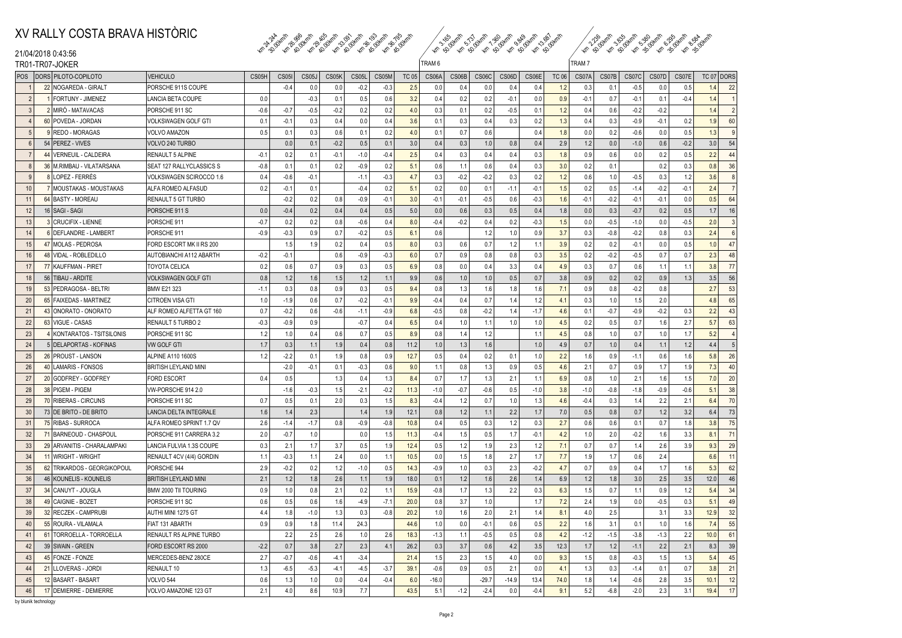# XV RALLY COSTA BRAVA HISTÒRIC

21/04/2018 0:43:56

TR01-TR07-JOKER

| | | | | km 24.244 30.00km/h | km 26.986 40.00km/h | km 29.405 40.00km/h | km 33.091 40.00km/h | km 36.193 45.00km/h | km 36.795 45.00km/h | | TRAM 6 km 3.165 50.00km/h | km 5.737 50.00km/h | km 7.360 50.00km/h | km 9.849 50.00km/h | km 13.687 50.00km/h | | TRAM 7 km 2.236 50.00km/h | km 3.835 50.00km/h | km 5.380 35.00km/h | km 6.295 35.00km/h | km 8.584 35.00km/h | | |
|---|---|---|---|---|---|---|---|---|---|---|---|---|---|---|---|---|---|---|---|---|---|---|---|
| POS | DORS | PILOTO-COPILOTO | VEHICULO | CS05H | CS05I | CS05J | CS05K | CS05L | CS05M | TC 05 | CS06A | CS06B | CS06C | CS06D | CS06E | TC 06 | CS07A | CS07B | CS07C | CS07D | CS07E | TC 07 | DORS |
| 1 | 22 | NOGAREDA - GIRALT | PORSCHE 911S COUPE | | -0.4 | 0.0 | 0.0 | -0.2 | -0.3 | 2.5 | 0.0 | 0.4 | 0.0 | 0.4 | 0.4 | 1.2 | 0.3 | 0.1 | -0.5 | 0.0 | 0.5 | 1.4 | 22 |
| 2 | 1 | FORTUNY - JIMENEZ | LANCIA BETA COUPE | 0.0 | | -0.3 | 0.1 | 0.5 | 0.6 | 3.2 | 0.4 | 0.2 | 0.2 | -0.1 | 0.0 | 0.9 | -0.1 | 0.7 | -0.1 | 0.1 | -0.4 | 1.4 | 1 |
| 3 | 2 | MIRÓ - MATAVACAS | PORSCHE 911 SC | -0.6 | -0.7 | -0.5 | -0.2 | 0.2 | 0.2 | 4.0 | 0.3 | 0.1 | 0.2 | -0.5 | 0.1 | 1.2 | 0.4 | 0.6 | -0.2 | -0.2 | | 1.4 | 2 |
| 4 | 60 | POVEDA - JORDAN | VOLKSWAGEN GOLF GTI | 0.1 | -0.1 | 0.3 | 0.4 | 0.0 | 0.4 | 3.6 | 0.1 | 0.3 | 0.4 | 0.3 | 0.2 | 1.3 | 0.4 | 0.3 | -0.9 | -0.1 | 0.2 | 1.9 | 60 |
| 5 | 9 | REDO - MORAGAS | VOLVO AMAZON | 0.5 | 0.1 | 0.3 | 0.6 | 0.1 | 0.2 | 4.0 | 0.1 | 0.7 | 0.6 | | 0.4 | 1.8 | 0.0 | 0.2 | -0.6 | 0.0 | 0.5 | 1.3 | 9 |
| 6 | 54 | PEREZ - VIVES | VOLVO 240 TURBO | | 0.0 | 0.1 | -0.2 | 0.5 | 0.1 | 3.0 | 0.4 | 0.3 | 1.0 | 0.8 | 0.4 | 2.9 | 1.2 | 0.0 | -1.0 | 0.6 | -0.2 | 3.0 | 54 |
| 7 | 44 | VERNEUIL - CALDEIRA | RENAULT 5 ALPINE | -0.1 | 0.2 | 0.1 | -0.1 | -1.0 | -0.4 | 2.5 | 0.4 | 0.3 | 0.4 | 0.4 | 0.3 | 1.8 | 0.9 | 0.6 | 0.0 | 0.2 | 0.5 | 2.2 | 44 |
| 8 | 36 | M.RIMBAU - VILATARSANA | SEAT 127 RALLYCLASSICS S | -0.8 | 0.1 | 0.1 | 0.2 | -0.9 | 0.2 | 5.1 | 0.6 | 1.1 | 0.6 | 0.4 | 0.3 | 3.0 | 0.2 | 0.1 | | 0.2 | 0.3 | 0.8 | 36 |
| 9 | 8 | LOPEZ - FERRÉS | VOLKSWAGEN SCIROCCO 1.6 | 0.4 | -0.6 | -0.1 | | -1.1 | -0.3 | 4.7 | 0.3 | -0.2 | -0.2 | 0.3 | 0.2 | 1.2 | 0.6 | 1.0 | -0.5 | 0.3 | 1.2 | 3.6 | 8 |
| 10 | 7 | MOUSTAKAS - MOUSTAKAS | ALFA ROMEO ALFASUD | 0.2 | -0.1 | 0.1 | | -0.4 | 0.2 | 5.1 | 0.2 | 0.0 | 0.1 | -1.1 | -0.1 | 1.5 | 0.2 | 0.5 | -1.4 | -0.2 | -0.1 | 2.4 | 7 |
| 11 | 64 | BASTY - MOREAU | RENAULT 5 GT TURBO | | -0.2 | 0.2 | 0.8 | -0.9 | -0.1 | 3.0 | -0.1 | -0.1 | -0.5 | 0.6 | -0.3 | 1.6 | -0.1 | -0.2 | -0.1 | -0.1 | 0.0 | 0.5 | 64 |
| 12 | 16 | SAGI - SAGI | PORSCHE 911 S | 0.0 | -0.4 | 0.2 | 0.4 | 0.4 | 0.5 | 5.0 | 0.0 | 0.6 | 0.3 | 0.5 | 0.4 | 1.8 | 0.0 | 0.3 | -0.7 | 0.2 | 0.5 | 1.7 | 16 |
| 13 | 3 | CRUCIFIX - LIENNE | PORSCHE 911 | -0.7 | 0.2 | 0.2 | 0.8 | -0.6 | 0.4 | 8.0 | -0.4 | -0.2 | 0.4 | 0.2 | -0.3 | 1.5 | 0.0 | -0.5 | -1.0 | 0.0 | -0.5 | 2.0 | 3 |
| 14 | 6 | DEFLANDRE - LAMBERT | PORSCHE 911 | -0.9 | -0.3 | 0.9 | 0.7 | -0.2 | 0.5 | 6.1 | 0.6 | | 1.2 | 1.0 | 0.9 | 3.7 | 0.3 | -0.8 | -0.2 | 0.8 | 0.3 | 2.4 | 6 |
| 15 | 47 | MOLAS - PEDROSA | FORD ESCORT MK II RS 200 | | 1.5 | 1.9 | 0.2 | 0.4 | 0.5 | 8.0 | 0.3 | 0.6 | 0.7 | 1.2 | 1.1 | 3.9 | 0.2 | 0.2 | -0.1 | 0.0 | 0.5 | 1.0 | 47 |
| 16 | 48 | VIDAL - ROBLEDILLO | AUTOBIANCHI A112 ABARTH | -0.2 | -0.1 | | 0.6 | -0.9 | -0.3 | 6.0 | 0.7 | 0.9 | 0.8 | 0.8 | 0.3 | 3.5 | 0.2 | -0.2 | -0.5 | 0.7 | 0.7 | 2.3 | 48 |
| 17 | 77 | KAUFFMAN - PIRET | TOYOTA CELICA | 0.2 | 0.6 | 0.7 | 0.9 | 0.3 | 0.5 | 6.9 | 0.8 | 0.0 | 0.4 | 3.3 | 0.4 | 4.9 | 0.3 | 0.7 | 0.6 | 1.1 | 1.1 | 3.8 | 77 |
| 18 | 56 | TIBAU - ARDITE | VOLKSWAGEN GOLF GTI | 0.8 | 1.2 | 1.6 | 1.5 | 1.2 | 1.1 | 9.9 | 0.6 | 1.0 | 1.0 | 0.5 | 0.7 | 3.8 | 0.9 | 0.2 | 0.2 | 0.9 | 1.3 | 3.5 | 56 |
| 19 | 53 | PEDRAGOSA - BELTRI | BMW E21 323 | -1.1 | 0.3 | 0.8 | 0.9 | 0.3 | 0.5 | 9.4 | 0.8 | 1.3 | 1.6 | 1.8 | 1.6 | 7.1 | 0.9 | 0.8 | -0.2 | 0.8 | | 2.7 | 53 |
| 20 | 65 | FAIXEDAS - MARTINEZ | CITROEN VISA GTI | 1.0 | -1.9 | 0.6 | 0.7 | -0.2 | -0.1 | 9.9 | -0.4 | 0.4 | 0.7 | 1.4 | 1.2 | 4.1 | 0.3 | 1.0 | 1.5 | 2.0 | | 4.8 | 65 |
| 21 | 43 | ONORATO - ONORATO | ALF ROMEO ALFETTA GT 160 | 0.7 | -0.2 | 0.6 | -0.6 | -1.1 | -0.9 | 6.8 | -0.5 | 0.8 | -0.2 | 1.4 | -1.7 | 4.6 | 0.1 | -0.7 | -0.9 | -0.2 | 0.3 | 2.2 | 43 |
| 22 | 63 | VIGUE - CASAS | RENAULT 5 TURBO 2 | -0.3 | -0.9 | 0.9 | | -0.7 | 0.4 | 6.5 | 0.4 | 1.0 | 1.1 | 1.0 | 1.0 | 4.5 | 0.2 | 0.5 | 0.7 | 1.6 | 2.7 | 5.7 | 63 |
| 23 | 4 | KONTARATOS - TSITSILONIS | PORSCHE 911 SC | 1.2 | 1.0 | 0.4 | 0.6 | 0.7 | 0.5 | 8.9 | 0.8 | 1.4 | 1.2 | | 1.1 | 4.5 | 0.8 | 1.0 | 0.7 | 1.0 | 1.7 | 5.2 | 4 |
| 24 | 5 | DELAPORTAS - KOFINAS | VW GOLF GTI | 1.7 | 0.3 | 1.1 | 1.9 | 0.4 | 0.8 | 11.2 | 1.0 | 1.3 | 1.6 | | 1.0 | 4.9 | 0.7 | 1.0 | 0.4 | 1.1 | 1.2 | 4.4 | 5 |
| 25 | 26 | PROUST - LANSON | ALPINE A110 1600S | 1.2 | -2.2 | 0.1 | 1.9 | 0.8 | 0.9 | 12.7 | 0.5 | 0.4 | 0.2 | 0.1 | 1.0 | 2.2 | 1.6 | 0.9 | -1.1 | 0.6 | 1.6 | 5.8 | 26 |
| 26 | 40 | LAMARIS - FONSOS | BRITISH LEYLAND MINI | | -2.0 | -0.1 | 0.1 | -0.3 | 0.6 | 9.0 | 1.1 | 0.8 | 1.3 | 0.9 | 0.5 | 4.6 | 2.1 | 0.7 | 0.9 | 1.7 | 1.9 | 7.3 | 40 |
| 27 | 20 | GODFREY - GODFREY | FORD ESCORT | 0.4 | 0.5 | | 1.3 | 0.4 | 1.3 | 8.4 | 0.7 | 1.7 | 1.3 | 2.1 | 1.1 | 6.9 | 0.8 | 1.0 | 2.1 | 1.6 | 1.5 | 7.0 | 20 |
| 28 | 38 | PIGEM - PIGEM | VW-PORSCHE 914 2.0 | | -1.6 | -0.3 | 1.5 | -2.1 | -0.2 | 11.3 | -1.0 | -0.7 | -0.6 | 0.5 | -1.0 | 3.8 | -1.0 | -0.8 | -1.8 | -0.9 | -0.6 | 5.1 | 38 |
| 29 | 70 | RIBERAS - CIRCUNS | PORSCHE 911 SC | 0.7 | 0.5 | 0.1 | 2.0 | 0.3 | 1.5 | 8.3 | -0.4 | 1.2 | 0.7 | 1.0 | 1.3 | 4.6 | -0.4 | 0.3 | 1.4 | 2.2 | 2.1 | 6.4 | 70 |
| 30 | 73 | DE BRITO - DE BRITO | LANCIA DELTA INTEGRALE | 1.6 | 1.4 | 2.3 | | 1.4 | 1.9 | 12.1 | 0.8 | 1.2 | 1.1 | 2.2 | 1.7 | 7.0 | 0.5 | 0.8 | 0.7 | 1.2 | 3.2 | 6.4 | 73 |
| 31 | 75 | RIBAS - SURROCA | ALFA ROMEO SPRINT 1.7 QV | 2.6 | -1.4 | -1.7 | 0.8 | -0.9 | -0.8 | 10.8 | 0.4 | 0.5 | 0.3 | 1.2 | 0.3 | 2.7 | 0.6 | 0.6 | 0.1 | 0.7 | 1.8 | 3.8 | 75 |
| 32 | 71 | BARNEOUD - CHASPOUL | PORSCHE 911 CARRERA 3.2 | 2.0 | -0.7 | 1.0 | | 0.0 | 1.5 | 11.3 | -0.4 | 1.5 | 0.5 | 1.7 | -0.1 | 4.2 | 1.0 | 2.0 | -0.2 | 1.6 | 3.3 | 8.1 | 71 |
| 33 | 29 | ARVANITIS - CHARALAMPAKI | LANCIA FULVIA 1.3S COUPE | 0.3 | 2.1 | 1.7 | 3.7 | 0.5 | 1.9 | 12.4 | 0.5 | 1.2 | 1.9 | 2.3 | 1.2 | 7.1 | 0.7 | 0.7 | 1.4 | 2.6 | 3.9 | 9.3 | 29 |
| 34 | 11 | WRIGHT - WRIGHT | RENAULT 4CV (4/4) GORDIN | 1.1 | -0.3 | 1.1 | 2.4 | 0.0 | 1.1 | 10.5 | 0.0 | 1.5 | 1.8 | 2.7 | 1.7 | 7.7 | 1.9 | 1.7 | 0.6 | 2.4 | | 6.6 | 11 |
| 35 | 62 | TRIKARDOS - GEORGIKOPOUL | PORSCHE 944 | 2.9 | -0.2 | 0.2 | 1.2 | -1.0 | 0.5 | 14.3 | -0.9 | 1.0 | 0.3 | 2.3 | -0.2 | 4.7 | 0.7 | 0.9 | 0.4 | 1.7 | 1.6 | 5.3 | 62 |
| 36 | 46 | KOUNELIS - KOUNELIS | BRITISH LEYLAND MINI | 2.1 | 1.2 | 1.8 | 2.6 | 1.1 | 1.9 | 18.0 | 0.1 | 1.2 | 1.6 | 2.6 | 1.4 | 6.9 | 1.2 | 1.8 | 3.0 | 2.5 | 3.5 | 12.0 | 46 |
| 37 | 34 | CANUYT - JOUGLA | BMW 2000 TII TOURING | 0.9 | 1.0 | 0.8 | 2.1 | 0.2 | 1.1 | 15.9 | -0.8 | 1.7 | 1.3 | 2.2 | 0.3 | 6.3 | 1.5 | 0.7 | 1.1 | 0.9 | 1.2 | 5.4 | 34 |
| 38 | 49 | CAIGNIE - BOZET | PORSCHE 911 SC | 0.6 | 0.5 | 0.6 | 1.6 | -4.9 | -7.1 | 20.0 | 0.8 | 3.7 | 1.0 | | 1.7 | 7.2 | 2.4 | 1.9 | 0.0 | -0.5 | 0.3 | 5.1 | 49 |
| 39 | 32 | RECZEK - CAMPRUBI | AUTHI MINI 1275 GT | 4.4 | 1.8 | -1.0 | 1.3 | 0.3 | -0.8 | 20.2 | 1.0 | 1.6 | 2.0 | 2.1 | 1.4 | 8.1 | 4.0 | 2.5 | | 3.1 | 3.3 | 12.9 | 32 |
| 40 | 55 | ROURA - VILAMALA | FIAT 131 ABARTH | 0.9 | 0.9 | 1.8 | 11.4 | 24.3 | | 44.6 | 1.0 | 0.0 | -0.1 | 0.6 | 0.5 | 2.2 | 1.6 | 3.1 | 0.1 | 1.0 | 1.6 | 7.4 | 55 |
| 41 | 61 | TORROELLA - TORROELLA | RENAULT R5 ALPINE TURBO | | 2.2 | 2.5 | 2.6 | 1.0 | 2.6 | 18.3 | -1.3 | 1.1 | -0.5 | 0.5 | 0.8 | 4.2 | -1.2 | -1.5 | -3.8 | -1.3 | 2.2 | 10.0 | 61 |
| 42 | 39 | SWAIN - GREEN | FORD ESCORT RS 2000 | -2.2 | 0.7 | 3.8 | 2.7 | 2.3 | 4.1 | 26.2 | 0.3 | 3.7 | 0.6 | 4.2 | 3.5 | 12.3 | 1.7 | 1.2 | -1.1 | 2.2 | 2.1 | 8.3 | 39 |
| 43 | 45 | FONZE - FONZE | MERCEDES-BENZ 280CE | 2.7 | -0.7 | -0.6 | -4.1 | -3.4 | | 21.4 | 1.5 | 2.3 | 1.5 | 4.0 | 0.0 | 9.3 | 1.5 | 0.8 | -0.3 | 1.5 | 1.3 | 5.4 | 45 |
| 44 | 21 | LLOVERAS - JORDI | RENAULT 10 | 1.3 | -6.5 | -5.3 | -4.1 | -4.5 | -3.7 | 39.1 | -0.6 | 0.9 | 0.5 | 2.1 | 0.0 | 4.1 | 1.3 | 0.3 | -1.4 | 0.1 | 0.7 | 3.8 | 21 |
| 45 | 12 | BASART - BASART | VOLVO 544 | 0.6 | 1.3 | 1.0 | 0.0 | -0.4 | -0.4 | 6.0 | -16.0 | | -29.7 | -14.9 | 13.4 | 74.0 | 1.8 | 1.4 | -0.6 | 2.8 | 3.5 | 10.1 | 12 |
| 46 | 17 | DEMIERRE - DEMIERRE | VOLVO AMAZONE 123 GT | 2.1 | 4.0 | 8.6 | 10.9 | 7.7 | | 43.5 | 5.1 | -1.2 | -2.4 | 0.0 | -0.4 | 9.1 | 5.2 | -6.8 | -2.0 | 2.3 | 3.1 | 19.4 | 17 |

by blunik technology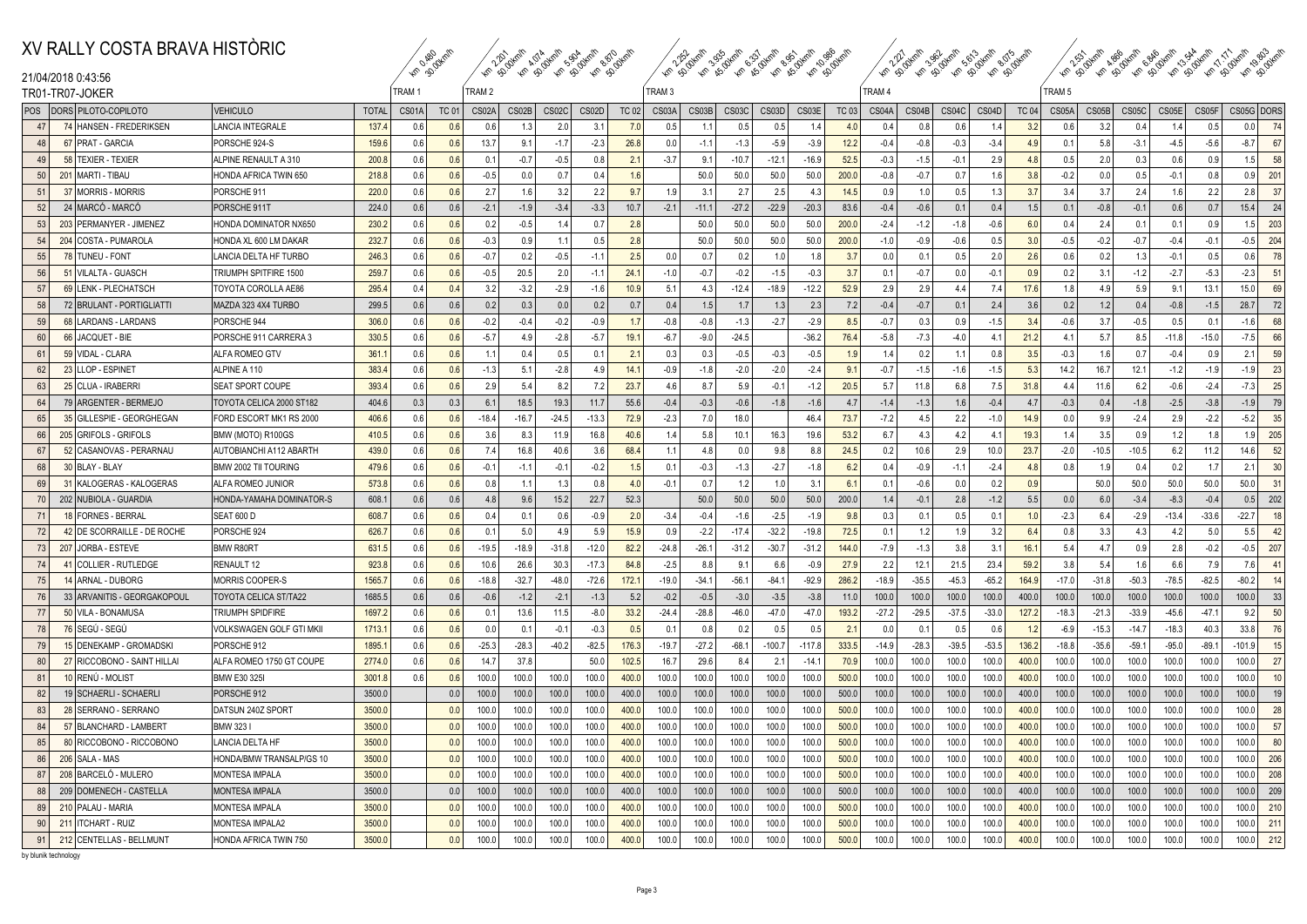# XV RALLY COSTA BRAVA HISTÒRIC

21/04/2018 0:43:56

TR01-TR07-JOKER

| | | | | | TRAM 1 | | TRAM 2 | | | | | TRAM 3 | | | | | | TRAM 4 | | | | | TRAM 5 | | | | | | |
|---|---|---|---|---|---|---|---|---|---|---|---|---|---|---|---|---|---|---|---|---|---|---|---|---|---|---|---|---|---|
| | | | | | km 0.480 50.00km/h | | km 2.201 50.00km/h | km 4.074 50.00km/h | km 5.904 50.00km/h | km 8.870 50.00km/h | | km 2.252 50.00km/h | km 3.935 45.00km/h | km 6.337 45.00km/h | km 8.951 45.00km/h | km 10.986 50.00km/h | | km 2.227 50.00km/h | km 3.962 50.00km/h | km 5.613 50.00km/h | km 8.075 50.00km/h | | km 2.531 50.00km/h | km 4.868 50.00km/h | km 6.846 50.00km/h | km 13.544 50.00km/h | km 17.171 50.00km/h | km 19.803 50.00km/h | |
| POS | DORS | PILOTO-COPILOTO | VEHICULO | TOTAL | CS01A | TC 01 | CS02A | CS02B | CS02C | CS02D | TC 02 | CS03A | CS03B | CS03C | CS03D | CS03E | TC 03 | CS04A | CS04B | CS04C | CS04D | TC 04 | CS05A | CS05B | CS05C | CS05E | CS05F | CS05G | DORS |
| 47 | 74 | HANSEN - FREDERIKSEN | LANCIA INTEGRALE | 137.4 | 0.6 | 0.6 | 0.6 | 1.3 | 2.0 | 3.1 | 7.0 | 0.5 | 1.1 | 0.5 | 0.5 | 1.4 | 4.0 | 0.4 | 0.8 | 0.6 | 1.4 | 3.2 | 0.6 | 3.2 | 0.4 | 1.4 | 0.5 | 0.0 | 74 |
| 48 | 67 | PRAT - GARCIA | PORSCHE 924-S | 159.6 | 0.6 | 0.6 | 13.7 | 9.1 | -1.7 | -2.3 | 26.8 | 0.0 | -1.1 | -1.3 | -5.9 | -3.9 | 12.2 | -0.4 | -0.8 | -0.3 | -3.4 | 4.9 | 0.1 | 5.8 | -3.1 | -4.5 | -5.6 | -8.7 | 67 |
| 49 | 58 | TEXIER - TEXIER | ALPINE RENAULT A 310 | 200.8 | 0.6 | 0.6 | 0.1 | -0.7 | -0.5 | 0.8 | 2.1 | -3.7 | 9.1 | -10.7 | -12.1 | -16.9 | 52.5 | -0.3 | -1.5 | -0.1 | 2.9 | 4.8 | 0.5 | 2.0 | 0.3 | 0.6 | 0.9 | 1.5 | 58 |
| 50 | 201 | MARTI - TIBAU | HONDA AFRICA TWIN 650 | 218.8 | 0.6 | 0.6 | -0.5 | 0.0 | 0.7 | 0.4 | 1.6 | | 50.0 | 50.0 | 50.0 | 50.0 | 200.0 | -0.8 | -0.7 | 0.7 | 1.6 | 3.8 | -0.2 | 0.0 | 0.5 | -0.1 | 0.8 | 0.9 | 201 |
| 51 | 37 | MORRIS - MORRIS | PORSCHE 911 | 220.0 | 0.6 | 0.6 | 2.7 | 1.6 | 3.2 | 2.2 | 9.7 | 1.9 | 3.1 | 2.7 | 2.5 | 4.3 | 14.5 | 0.9 | 1.0 | 0.5 | 1.3 | 3.7 | 3.4 | 3.7 | 2.4 | 1.6 | 2.2 | 2.8 | 37 |
| 52 | 24 | MARCÓ - MARCÓ | PORSCHE 911T | 224.0 | 0.6 | 0.6 | -2.1 | -1.9 | -3.4 | -3.3 | 10.7 | -2.1 | -11.1 | -27.2 | -22.9 | -20.3 | 83.6 | -0.4 | -0.6 | 0.1 | 0.4 | 1.5 | 0.1 | -0.8 | -0.1 | 0.6 | 0.7 | 15.4 | 24 |
| 53 | 203 | PERMANYER - JIMENEZ | HONDA DOMINATOR NX650 | 230.2 | 0.6 | 0.6 | 0.2 | -0.5 | 1.4 | 0.7 | 2.8 | | 50.0 | 50.0 | 50.0 | 50.0 | 200.0 | -2.4 | -1.2 | -1.8 | -0.6 | 6.0 | 0.4 | 2.4 | 0.1 | 0.1 | 0.9 | 1.5 | 203 |
| 54 | 204 | COSTA - PUMAROLA | HONDA XL 600 LM DAKAR | 232.7 | 0.6 | 0.6 | -0.3 | 0.9 | 1.1 | 0.5 | 2.8 | | 50.0 | 50.0 | 50.0 | 50.0 | 200.0 | -1.0 | -0.9 | -0.6 | 0.5 | 3.0 | -0.5 | -0.2 | -0.7 | -0.4 | -0.1 | -0.5 | 204 |
| 55 | 78 | TUNEU - FONT | LANCIA DELTA HF TURBO | 246.3 | 0.6 | 0.6 | -0.7 | 0.2 | -0.5 | -1.1 | 2.5 | 0.0 | 0.7 | 0.2 | 1.0 | 1.8 | 3.7 | 0.0 | 0.1 | 0.5 | 2.0 | 2.6 | 0.6 | 0.2 | 1.3 | -0.1 | 0.5 | 0.6 | 78 |
| 56 | 51 | VILALTA - GUASCH | TRIUMPH SPITFIRE 1500 | 259.7 | 0.6 | 0.6 | -0.5 | 20.5 | 2.0 | -1.1 | 24.1 | -1.0 | -0.7 | -0.2 | -1.5 | -0.3 | 3.7 | 0.1 | -0.7 | 0.0 | -0.1 | 0.9 | 0.2 | 3.1 | -1.2 | -2.7 | -5.3 | -2.3 | 51 |
| 57 | 69 | LENK - PLECHATSCH | TOYOTA COROLLA AE86 | 295.4 | 0.4 | 0.4 | 3.2 | -3.2 | -2.9 | -1.6 | 10.9 | 5.1 | 4.3 | -12.4 | -18.9 | -12.2 | 52.9 | 2.9 | 2.9 | 4.4 | 7.4 | 17.6 | 1.8 | 4.9 | 5.9 | 9.1 | 13.1 | 15.0 | 69 |
| 58 | 72 | BRULANT - PORTIGLIATTI | MAZDA 323 4X4 TURBO | 299.5 | 0.6 | 0.6 | 0.2 | 0.3 | 0.0 | 0.2 | 0.7 | 0.4 | 1.5 | 1.7 | 1.3 | 2.3 | 7.2 | -0.4 | -0.7 | 0.1 | 2.4 | 3.6 | 0.2 | 1.2 | 0.4 | -0.8 | -1.5 | 28.7 | 72 |
| 59 | 68 | LARDANS - LARDANS | PORSCHE 944 | 306.0 | 0.6 | 0.6 | -0.2 | -0.4 | -0.2 | -0.9 | 1.7 | -0.8 | -0.8 | -1.3 | -2.7 | -2.9 | 8.5 | -0.7 | 0.3 | 0.9 | -1.5 | 3.4 | -0.6 | 3.7 | -0.5 | 0.5 | 0.1 | -1.6 | 68 |
| 60 | 66 | JACQUET - BIE | PORSCHE 911 CARRERA 3 | 330.5 | 0.6 | 0.6 | -5.7 | 4.9 | -2.8 | -5.7 | 19.1 | -6.7 | -9.0 | -24.5 | | -36.2 | 76.4 | -5.8 | -7.3 | -4.0 | 4.1 | 21.2 | 4.1 | 5.7 | 8.5 | -11.8 | -15.0 | -7.5 | 66 |
| 61 | 59 | VIDAL - CLARA | ALFA ROMEO GTV | 361.1 | 0.6 | 0.6 | 1.1 | 0.4 | 0.5 | 0.1 | 2.1 | 0.3 | 0.3 | -0.5 | -0.3 | -0.5 | 1.9 | 1.4 | 0.2 | 1.1 | 0.8 | 3.5 | -0.3 | 1.6 | 0.7 | -0.4 | 0.9 | 2.1 | 59 |
| 62 | 23 | LLOP - ESPINET | ALPINE A 110 | 383.4 | 0.6 | 0.6 | -1.3 | 5.1 | -2.8 | 4.9 | 14.1 | -0.9 | -1.8 | -2.0 | -2.0 | -2.4 | 9.1 | -0.7 | -1.5 | -1.6 | -1.5 | 5.3 | 14.2 | 16.7 | 12.1 | -1.2 | -1.9 | -1.9 | 23 |
| 63 | 25 | CLUA - IRABERRI | SEAT SPORT COUPE | 393.4 | 0.6 | 0.6 | 2.9 | 5.4 | 8.2 | 7.2 | 23.7 | 4.6 | 8.7 | 5.9 | -0.1 | -1.2 | 20.5 | 5.7 | 11.8 | 6.8 | 7.5 | 31.8 | 4.4 | 11.6 | 6.2 | -0.6 | -2.4 | -7.3 | 25 |
| 64 | 79 | ARGENTER - BERMEJO | TOYOTA CELICA 2000 ST182 | 404.6 | 0.3 | 0.3 | 6.1 | 18.5 | 19.3 | 11.7 | 55.6 | -0.4 | -0.3 | -0.6 | -1.8 | -1.6 | 4.7 | -1.4 | -1.3 | 1.6 | -0.4 | 4.7 | -0.3 | 0.4 | -1.8 | -2.5 | -3.8 | -1.9 | 79 |
| 65 | 35 | GILLESPIE - GEORGHEGAN | FORD ESCORT MK1 RS 2000 | 406.6 | 0.6 | 0.6 | -18.4 | -16.7 | -24.5 | -13.3 | 72.9 | -2.3 | 7.0 | 18.0 | | 46.4 | 73.7 | -7.2 | 4.5 | 2.2 | -1.0 | 14.9 | 0.0 | 9.9 | -2.4 | 2.9 | -2.2 | -5.2 | 35 |
| 66 | 205 | GRIFOLS - GRIFOLS | BMW (MOTO) R100GS | 410.5 | 0.6 | 0.6 | 3.6 | 8.3 | 11.9 | 16.8 | 40.6 | 1.4 | 5.8 | 10.1 | 16.3 | 19.6 | 53.2 | 6.7 | 4.3 | 4.2 | 4.1 | 19.3 | 1.4 | 3.5 | 0.9 | 1.2 | 1.8 | 1.9 | 205 |
| 67 | 52 | CASANOVAS - PERARNAU | AUTOBIANCHI A112 ABARTH | 439.0 | 0.6 | 0.6 | 7.4 | 16.8 | 40.6 | 3.6 | 68.4 | 1.1 | 4.8 | 0.0 | 9.8 | 8.8 | 24.5 | 0.2 | 10.6 | 2.9 | 10.0 | 23.7 | -2.0 | -10.5 | -10.5 | 6.2 | 11.2 | 14.6 | 52 |
| 68 | 30 | BLAY - BLAY | BMW 2002 TII TOURING | 479.6 | 0.6 | 0.6 | -0.1 | -1.1 | -0.1 | -0.2 | 1.5 | 0.1 | -0.3 | -1.3 | -2.7 | -1.8 | 6.2 | 0.4 | -0.9 | -1.1 | -2.4 | 4.8 | 0.8 | 1.9 | 0.4 | 0.2 | 1.7 | 2.1 | 30 |
| 69 | 31 | KALOGERAS - KALOGERAS | ALFA ROMEO JUNIOR | 573.8 | 0.6 | 0.6 | 0.8 | 1.1 | 1.3 | 0.8 | 4.0 | -0.1 | 0.7 | 1.2 | 1.0 | 3.1 | 6.1 | 0.1 | -0.6 | 0.0 | 0.2 | 0.9 | | 50.0 | 50.0 | 50.0 | 50.0 | 50.0 | 31 |
| 70 | 202 | NUBIOLA - GUARDIA | HONDA-YAMAHA DOMINATOR-S | 608.1 | 0.6 | 0.6 | 4.8 | 9.6 | 15.2 | 22.7 | 52.3 | | 50.0 | 50.0 | 50.0 | 50.0 | 200.0 | 1.4 | -0.1 | 2.8 | -1.2 | 5.5 | 0.0 | 6.0 | -3.4 | -8.3 | -0.4 | 0.5 | 202 |
| 71 | 18 | FORNES - BERRAL | SEAT 600 D | 608.7 | 0.6 | 0.6 | 0.4 | 0.1 | 0.6 | -0.9 | 2.0 | -3.4 | -0.4 | -1.6 | -2.5 | -1.9 | 9.8 | 0.3 | 0.1 | 0.5 | 0.1 | 1.0 | -2.3 | 6.4 | -2.9 | -13.4 | -33.6 | -22.7 | 18 |
| 72 | 42 | DE SCORRAILLE - DE ROCHE | PORSCHE 924 | 626.7 | 0.6 | 0.6 | 0.1 | 5.0 | 4.9 | 5.9 | 15.9 | 0.9 | -2.2 | -17.4 | -32.2 | -19.8 | 72.5 | 0.1 | 1.2 | 1.9 | 3.2 | 6.4 | 0.8 | 3.3 | 4.3 | 4.2 | 5.0 | 5.5 | 42 |
| 73 | 207 | JORBA - ESTEVE | BMW R80RT | 631.5 | 0.6 | 0.6 | -19.5 | -18.9 | -31.8 | -12.0 | 82.2 | -24.8 | -26.1 | -31.2 | -30.7 | -31.2 | 144.0 | -7.9 | -1.3 | 3.8 | 3.1 | 16.1 | 5.4 | 4.7 | 0.9 | 2.8 | -0.2 | -0.5 | 207 |
| 74 | 41 | COLLIER - RUTLEDGE | RENAULT 12 | 923.8 | 0.6 | 0.6 | 10.6 | 26.6 | 30.3 | -17.3 | 84.8 | -2.5 | 8.8 | 9.1 | 6.6 | -0.9 | 27.9 | 2.2 | 12.1 | 21.5 | 23.4 | 59.2 | 3.8 | 5.4 | 1.6 | 6.6 | 7.9 | 7.6 | 41 |
| 75 | 14 | ARNAL - DUBORG | MORRIS COOPER-S | 1565.7 | 0.6 | 0.6 | -18.8 | -32.7 | -48.0 | -72.6 | 172.1 | -19.0 | -34.1 | -56.1 | -84.1 | -92.9 | 286.2 | -18.9 | -35.5 | -45.3 | -65.2 | 164.9 | -17.0 | -31.8 | -50.3 | -78.5 | -82.5 | -80.2 | 14 |
| 76 | 33 | ARVANITIS - GEORGAKOPOUL | TOYOTA CELICA ST/TA22 | 1685.5 | 0.6 | 0.6 | -0.6 | -1.2 | -2.1 | -1.3 | 5.2 | -0.2 | -0.5 | -3.0 | -3.5 | -3.8 | 11.0 | 100.0 | 100.0 | 100.0 | 100.0 | 400.0 | 100.0 | 100.0 | 100.0 | 100.0 | 100.0 | 100.0 | 33 |
| 77 | 50 | VILA - BONAMUSA | TRIUMPH SPIDFIRE | 1697.2 | 0.6 | 0.6 | 0.1 | 13.6 | 11.5 | -8.0 | 33.2 | -24.4 | -28.8 | -46.0 | -47.0 | -47.0 | 193.2 | -27.2 | -29.5 | -37.5 | -33.0 | 127.2 | -18.3 | -21.3 | -33.9 | -45.6 | -47.1 | 9.2 | 50 |
| 78 | 76 | SEGÚ - SEGÚ | VOLKSWAGEN GOLF GTI MKII | 1713.1 | 0.6 | 0.6 | 0.0 | 0.1 | -0.1 | -0.3 | 0.5 | 0.1 | 0.8 | 0.2 | 0.5 | 0.5 | 2.1 | 0.0 | 0.1 | 0.5 | 0.6 | 1.2 | -6.9 | -15.3 | -14.7 | -18.3 | 40.3 | 33.8 | 76 |
| 79 | 15 | DENEKAMP - GROMADSKI | PORSCHE 912 | 1895.1 | 0.6 | 0.6 | -25.3 | -28.3 | -40.2 | -82.5 | 176.3 | -19.7 | -27.2 | -68.1 | -100.7 | -117.8 | 333.5 | -14.9 | -28.3 | -39.5 | -53.5 | 136.2 | -18.8 | -35.6 | -59.1 | -95.0 | -89.1 | -101.9 | 15 |
| 80 | 27 | RICCOBONO - SAINT HILLAI | ALFA ROMEO 1750 GT COUPE | 2774.0 | 0.6 | 0.6 | 14.7 | 37.8 | | 50.0 | 102.5 | 16.7 | 29.6 | 8.4 | 2.1 | -14.1 | 70.9 | 100.0 | 100.0 | 100.0 | 100.0 | 400.0 | 100.0 | 100.0 | 100.0 | 100.0 | 100.0 | 100.0 | 27 |
| 81 | 10 | RENÚ - MOLIST | BMW E30 325I | 3001.8 | 0.6 | 0.6 | 100.0 | 100.0 | 100.0 | 100.0 | 400.0 | 100.0 | 100.0 | 100.0 | 100.0 | 100.0 | 500.0 | 100.0 | 100.0 | 100.0 | 100.0 | 400.0 | 100.0 | 100.0 | 100.0 | 100.0 | 100.0 | 100.0 | 10 |
| 82 | 19 | SCHAERLI - SCHAERLI | PORSCHE 912 | 3500.0 | | 0.0 | 100.0 | 100.0 | 100.0 | 100.0 | 400.0 | 100.0 | 100.0 | 100.0 | 100.0 | 100.0 | 500.0 | 100.0 | 100.0 | 100.0 | 100.0 | 400.0 | 100.0 | 100.0 | 100.0 | 100.0 | 100.0 | 100.0 | 19 |
| 83 | 28 | SERRANO - SERRANO | DATSUN 240Z SPORT | 3500.0 | | 0.0 | 100.0 | 100.0 | 100.0 | 100.0 | 400.0 | 100.0 | 100.0 | 100.0 | 100.0 | 100.0 | 500.0 | 100.0 | 100.0 | 100.0 | 100.0 | 400.0 | 100.0 | 100.0 | 100.0 | 100.0 | 100.0 | 100.0 | 28 |
| 84 | 57 | BLANCHARD - LAMBERT | BMW 323 I | 3500.0 | | 0.0 | 100.0 | 100.0 | 100.0 | 100.0 | 400.0 | 100.0 | 100.0 | 100.0 | 100.0 | 100.0 | 500.0 | 100.0 | 100.0 | 100.0 | 100.0 | 400.0 | 100.0 | 100.0 | 100.0 | 100.0 | 100.0 | 100.0 | 57 |
| 85 | 80 | RICCOBONO - RICCOBONO | LANCIA DELTA HF | 3500.0 | | 0.0 | 100.0 | 100.0 | 100.0 | 100.0 | 400.0 | 100.0 | 100.0 | 100.0 | 100.0 | 100.0 | 500.0 | 100.0 | 100.0 | 100.0 | 100.0 | 400.0 | 100.0 | 100.0 | 100.0 | 100.0 | 100.0 | 100.0 | 80 |
| 86 | 206 | SALA - MAS | HONDA/BMW TRANSALP/GS 10 | 3500.0 | | 0.0 | 100.0 | 100.0 | 100.0 | 100.0 | 400.0 | 100.0 | 100.0 | 100.0 | 100.0 | 100.0 | 500.0 | 100.0 | 100.0 | 100.0 | 100.0 | 400.0 | 100.0 | 100.0 | 100.0 | 100.0 | 100.0 | 100.0 | 206 |
| 87 | 208 | BARCELÓ - MULERO | MONTESA IMPALA | 3500.0 | | 0.0 | 100.0 | 100.0 | 100.0 | 100.0 | 400.0 | 100.0 | 100.0 | 100.0 | 100.0 | 100.0 | 500.0 | 100.0 | 100.0 | 100.0 | 100.0 | 400.0 | 100.0 | 100.0 | 100.0 | 100.0 | 100.0 | 100.0 | 208 |
| 88 | 209 | DOMENECH - CASTELLA | MONTESA IMPALA | 3500.0 | | 0.0 | 100.0 | 100.0 | 100.0 | 100.0 | 400.0 | 100.0 | 100.0 | 100.0 | 100.0 | 100.0 | 500.0 | 100.0 | 100.0 | 100.0 | 100.0 | 400.0 | 100.0 | 100.0 | 100.0 | 100.0 | 100.0 | 100.0 | 209 |
| 89 | 210 | PALAU - MARIA | MONTESA IMPALA | 3500.0 | | 0.0 | 100.0 | 100.0 | 100.0 | 100.0 | 400.0 | 100.0 | 100.0 | 100.0 | 100.0 | 100.0 | 500.0 | 100.0 | 100.0 | 100.0 | 100.0 | 400.0 | 100.0 | 100.0 | 100.0 | 100.0 | 100.0 | 100.0 | 210 |
| 90 | 211 | ITCHART - RUIZ | MONTESA IMPALA2 | 3500.0 | | 0.0 | 100.0 | 100.0 | 100.0 | 100.0 | 400.0 | 100.0 | 100.0 | 100.0 | 100.0 | 100.0 | 500.0 | 100.0 | 100.0 | 100.0 | 100.0 | 400.0 | 100.0 | 100.0 | 100.0 | 100.0 | 100.0 | 100.0 | 211 |
| 91 | 212 | CENTELLAS - BELLMUNT | HONDA AFRICA TWIN 750 | 3500.0 | | 0.0 | 100.0 | 100.0 | 100.0 | 100.0 | 400.0 | 100.0 | 100.0 | 100.0 | 100.0 | 100.0 | 500.0 | 100.0 | 100.0 | 100.0 | 100.0 | 400.0 | 100.0 | 100.0 | 100.0 | 100.0 | 100.0 | 100.0 | 212 |

by blunik technology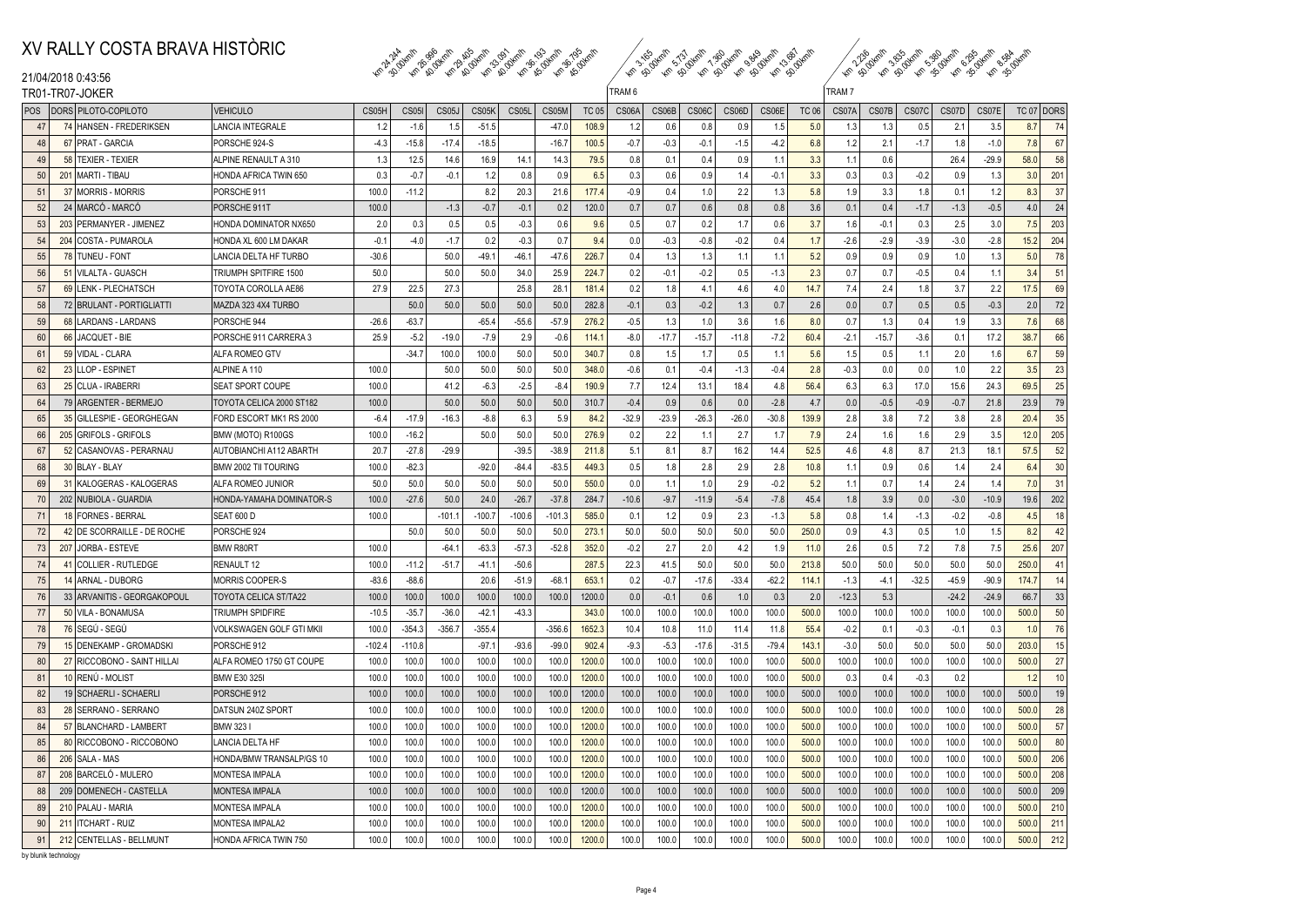# XV RALLY COSTA BRAVA HISTÒRIC

21/04/2018 0:43:56

TR01-TR07-JOKER

| | | | | km 24.244 30.00km/h | km 26.986 40.00km/h | km 29.405 40.00km/h | km 33.091 40.00km/h | km 36.193 45.00km/h | km 36.795 45.00km/h | | TRAM 6 km 3.165 50.00km/h | km 5.737 50.00km/h | km 7.360 50.00km/h | km 9.849 50.00km/h | km 13.687 50.00km/h | | TRAM 7 km 2.236 50.00km/h | km 3.835 50.00km/h | km 5.380 35.00km/h | km 6.295 35.00km/h | km 8.584 35.00km/h | | |
|---|---|---|---|---|---|---|---|---|---|---|---|---|---|---|---|---|---|---|---|---|---|---|---|
| POS | DORS | PILOTO-COPILOTO | VEHICULO | CS05H | CS05I | CS05J | CS05K | CS05L | CS05M | TC 05 | CS06A | CS06B | CS06C | CS06D | CS06E | TC 06 | CS07A | CS07B | CS07C | CS07D | CS07E | TC 07 | DORS |
| 47 | 74 | HANSEN - FREDERIKSEN | LANCIA INTEGRALE | 1.2 | -1.6 | 1.5 | -51.5 | | -47.0 | 108.9 | 1.2 | 0.6 | 0.8 | 0.9 | 1.5 | 5.0 | 1.3 | 1.3 | 0.5 | 2.1 | 3.5 | 8.7 | 74 |
| 48 | 67 | PRAT - GARCIA | PORSCHE 924-S | -4.3 | -15.8 | -17.4 | -18.5 | | -16.7 | 100.5 | -0.7 | -0.3 | -0.1 | -1.5 | -4.2 | 6.8 | 1.2 | 2.1 | -1.7 | 1.8 | -1.0 | 7.8 | 67 |
| 49 | 58 | TEXIER - TEXIER | ALPINE RENAULT A 310 | 1.3 | 12.5 | 14.6 | 16.9 | 14.1 | 14.3 | 79.5 | 0.8 | 0.1 | 0.4 | 0.9 | 1.1 | 3.3 | 1.1 | 0.6 | | 26.4 | -29.9 | 58.0 | 58 |
| 50 | 201 | MARTI - TIBAU | HONDA AFRICA TWIN 650 | 0.3 | -0.7 | -0.1 | 1.2 | 0.8 | 0.9 | 6.5 | 0.3 | 0.6 | 0.9 | 1.4 | -0.1 | 3.3 | 0.3 | 0.3 | -0.2 | 0.9 | 1.3 | 3.0 | 201 |
| 51 | 37 | MORRIS - MORRIS | PORSCHE 911 | 100.0 | -11.2 | | 8.2 | 20.3 | 21.6 | 177.4 | -0.9 | 0.4 | 1.0 | 2.2 | 1.3 | 5.8 | 1.9 | 3.3 | 1.8 | 0.1 | 1.2 | 8.3 | 37 |
| 52 | 24 | MARCÓ - MARCÓ | PORSCHE 911T | 100.0 | | -1.3 | -0.7 | -0.1 | 0.2 | 120.0 | 0.7 | 0.7 | 0.6 | 0.8 | 0.8 | 3.6 | 0.1 | 0.4 | -1.7 | -1.3 | -0.5 | 4.0 | 24 |
| 53 | 203 | PERMANYER - JIMENEZ | HONDA DOMINATOR NX650 | 2.0 | 0.3 | 0.5 | 0.5 | -0.3 | 0.6 | 9.6 | 0.5 | 0.7 | 0.2 | 1.7 | 0.6 | 3.7 | 1.6 | -0.1 | 0.3 | 2.5 | 3.0 | 7.5 | 203 |
| 54 | 204 | COSTA - PUMAROLA | HONDA XL 600 LM DAKAR | -0.1 | -4.0 | -1.7 | 0.2 | -0.3 | 0.7 | 9.4 | 0.0 | -0.3 | -0.8 | -0.2 | 0.4 | 1.7 | -2.6 | -2.9 | -3.9 | -3.0 | -2.8 | 15.2 | 204 |
| 55 | 78 | TUNEU - FONT | LANCIA DELTA HF TURBO | -30.6 | | 50.0 | -49.1 | -46.1 | -47.6 | 226.7 | 0.4 | 1.3 | 1.3 | 1.1 | 1.1 | 5.2 | 0.9 | 0.9 | 0.9 | 1.0 | 1.3 | 5.0 | 78 |
| 56 | 51 | VILALTA - GUASCH | TRIUMPH SPITFIRE 1500 | 50.0 | | 50.0 | 50.0 | 34.0 | 25.9 | 224.7 | 0.2 | -0.1 | -0.2 | 0.5 | -1.3 | 2.3 | 0.7 | 0.7 | -0.5 | 0.4 | 1.1 | 3.4 | 51 |
| 57 | 69 | LENK - PLECHATSCH | TOYOTA COROLLA AE86 | 27.9 | 22.5 | 27.3 | | 25.8 | 28.1 | 181.4 | 0.2 | 1.8 | 4.1 | 4.6 | 4.0 | 14.7 | 7.4 | 2.4 | 1.8 | 3.7 | 2.2 | 17.5 | 69 |
| 58 | 72 | BRULANT - PORTIGLIATTI | MAZDA 323 4X4 TURBO | | 50.0 | 50.0 | 50.0 | 50.0 | 50.0 | 282.8 | -0.1 | 0.3 | -0.2 | 1.3 | 0.7 | 2.6 | 0.0 | 0.7 | 0.5 | 0.5 | -0.3 | 2.0 | 72 |
| 59 | 68 | LARDANS - LARDANS | PORSCHE 944 | -26.6 | -63.7 | | -65.4 | -55.6 | -57.9 | 276.2 | -0.5 | 1.3 | 1.0 | 3.6 | 1.6 | 8.0 | 0.7 | 1.3 | 0.4 | 1.9 | 3.3 | 7.6 | 68 |
| 60 | 66 | JACQUET - BIE | PORSCHE 911 CARRERA 3 | 25.9 | -5.2 | -19.0 | -7.9 | 2.9 | -0.6 | 114.1 | -8.0 | -17.7 | -15.7 | -11.8 | -7.2 | 60.4 | -2.1 | -15.7 | -3.6 | 0.1 | 17.2 | 38.7 | 66 |
| 61 | 59 | VIDAL - CLARA | ALFA ROMEO GTV | | -34.7 | 100.0 | 100.0 | 50.0 | 50.0 | 340.7 | 0.8 | 1.5 | 1.7 | 0.5 | 1.1 | 5.6 | 1.5 | 0.5 | 1.1 | 2.0 | 1.6 | 6.7 | 59 |
| 62 | 23 | LLOP - ESPINET | ALPINE A 110 | 100.0 | | 50.0 | 50.0 | 50.0 | 50.0 | 348.0 | -0.6 | 0.1 | -0.4 | -1.3 | -0.4 | 2.8 | -0.3 | 0.0 | 0.0 | 1.0 | 2.2 | 3.5 | 23 |
| 63 | 25 | CLUA - IRABERRI | SEAT SPORT COUPE | 100.0 | | 41.2 | -6.3 | -2.5 | -8.4 | 190.9 | 7.7 | 12.4 | 13.1 | 18.4 | 4.8 | 56.4 | 6.3 | 6.3 | 17.0 | 15.6 | 24.3 | 69.5 | 25 |
| 64 | 79 | ARGENTER - BERMEJO | TOYOTA CELICA 2000 ST182 | 100.0 | | 50.0 | 50.0 | 50.0 | 50.0 | 310.7 | -0.4 | 0.9 | 0.6 | 0.0 | -2.8 | 4.7 | 0.0 | -0.5 | -0.9 | -0.7 | 21.8 | 23.9 | 79 |
| 65 | 35 | GILLESPIE - GEORGHEGAN | FORD ESCORT MK1 RS 2000 | -6.4 | -17.9 | -16.3 | -8.8 | 6.3 | 5.9 | 84.2 | -32.9 | -23.9 | -26.3 | -26.0 | -30.8 | 139.9 | 2.8 | 3.8 | 7.2 | 3.8 | 2.8 | 20.4 | 35 |
| 66 | 205 | GRIFOLS - GRIFOLS | BMW (MOTO) R100GS | 100.0 | -16.2 | | 50.0 | 50.0 | 50.0 | 276.9 | 0.2 | 2.2 | 1.1 | 2.7 | 1.7 | 7.9 | 2.4 | 1.6 | 1.6 | 2.9 | 3.5 | 12.0 | 205 |
| 67 | 52 | CASANOVAS - PERARNAU | AUTOBIANCHI A112 ABARTH | 20.7 | -27.8 | -29.9 | | -39.5 | -38.9 | 211.8 | 5.1 | 8.1 | 8.7 | 16.2 | 14.4 | 52.5 | 4.6 | 4.8 | 8.7 | 21.3 | 18.1 | 57.5 | 52 |
| 68 | 30 | BLAY - BLAY | BMW 2002 TII TOURING | 100.0 | -82.3 | | -92.0 | -84.4 | -83.5 | 449.3 | 0.5 | 1.8 | 2.8 | 2.9 | 2.8 | 10.8 | 1.1 | 0.9 | 0.6 | 1.4 | 2.4 | 6.4 | 30 |
| 69 | 31 | KALOGERAS - KALOGERAS | ALFA ROMEO JUNIOR | 50.0 | 50.0 | 50.0 | 50.0 | 50.0 | 50.0 | 550.0 | 0.0 | 1.1 | 1.0 | 2.9 | -0.2 | 5.2 | 1.1 | 0.7 | 1.4 | 2.4 | 1.4 | 7.0 | 31 |
| 70 | 202 | NUBIOLA - GUARDIA | HONDA-YAMAHA DOMINATOR-S | 100.0 | -27.6 | 50.0 | 24.0 | -26.7 | -37.8 | 284.7 | -10.6 | -9.7 | -11.9 | -5.4 | -7.8 | 45.4 | 1.8 | 3.9 | 0.0 | -3.0 | -10.9 | 19.6 | 202 |
| 71 | 18 | FORNES - BERRAL | SEAT 600 D | 100.0 | | -101.1 | -100.7 | -100.6 | -101.3 | 585.0 | 0.1 | 1.2 | 0.9 | 2.3 | -1.3 | 5.8 | 0.8 | 1.4 | -1.3 | -0.2 | -0.8 | 4.5 | 18 |
| 72 | 42 | DE SCORRAILLE - DE ROCHE | PORSCHE 924 | | 50.0 | 50.0 | 50.0 | 50.0 | 50.0 | 273.1 | 50.0 | 50.0 | 50.0 | 50.0 | 50.0 | 250.0 | 0.9 | 4.3 | 0.5 | 1.0 | 1.5 | 8.2 | 42 |
| 73 | 207 | JORBA - ESTEVE | BMW R80RT | 100.0 | | -64.1 | -63.3 | -57.3 | -52.8 | 352.0 | -0.2 | 2.7 | 2.0 | 4.2 | 1.9 | 11.0 | 2.6 | 0.5 | 7.2 | 7.8 | 7.5 | 25.6 | 207 |
| 74 | 41 | COLLIER - RUTLEDGE | RENAULT 12 | 100.0 | -11.2 | -51.7 | -41.1 | -50.6 | | 287.5 | 22.3 | 41.5 | 50.0 | 50.0 | 50.0 | 213.8 | 50.0 | 50.0 | 50.0 | 50.0 | 50.0 | 250.0 | 41 |
| 75 | 14 | ARNAL - DUBORG | MORRIS COOPER-S | -83.6 | -88.6 | | 20.6 | -51.9 | -68.1 | 653.1 | 0.2 | -0.7 | -17.6 | -33.4 | -62.2 | 114.1 | -1.3 | -4.1 | -32.5 | -45.9 | -90.9 | 174.7 | 14 |
| 76 | 33 | ARVANITIS - GEORGAKOPOUL | TOYOTA CELICA ST/TA22 | 100.0 | 100.0 | 100.0 | 100.0 | 100.0 | 100.0 | 1200.0 | 0.0 | -0.1 | 0.6 | 1.0 | 0.3 | 2.0 | -12.3 | 5.3 | | -24.2 | -24.9 | 66.7 | 33 |
| 77 | 50 | VILA - BONAMUSA | TRIUMPH SPIDFIRE | -10.5 | -35.7 | -36.0 | -42.1 | -43.3 | | 343.0 | 100.0 | 100.0 | 100.0 | 100.0 | 100.0 | 500.0 | 100.0 | 100.0 | 100.0 | 100.0 | 100.0 | 500.0 | 50 |
| 78 | 76 | SEGÚ - SEGÚ | VOLKSWAGEN GOLF GTI MKII | 100.0 | -354.3 | -356.7 | -355.4 | | -356.6 | 1652.3 | 10.4 | 10.8 | 11.0 | 11.4 | 11.8 | 55.4 | -0.2 | 0.1 | -0.3 | -0.1 | 0.3 | 1.0 | 76 |
| 79 | 15 | DENEKAMP - GROMADSKI | PORSCHE 912 | -102.4 | -110.8 | | -97.1 | -93.6 | -99.0 | 902.4 | -9.3 | -5.3 | -17.6 | -31.5 | -79.4 | 143.1 | -3.0 | 50.0 | 50.0 | 50.0 | 50.0 | 203.0 | 15 |
| 80 | 27 | RICCOBONO - SAINT HILLAI | ALFA ROMEO 1750 GT COUPE | 100.0 | 100.0 | 100.0 | 100.0 | 100.0 | 100.0 | 1200.0 | 100.0 | 100.0 | 100.0 | 100.0 | 100.0 | 500.0 | 100.0 | 100.0 | 100.0 | 100.0 | 100.0 | 500.0 | 27 |
| 81 | 10 | RENÚ - MOLIST | BMW E30 325I | 100.0 | 100.0 | 100.0 | 100.0 | 100.0 | 100.0 | 1200.0 | 100.0 | 100.0 | 100.0 | 100.0 | 100.0 | 500.0 | 0.3 | 0.4 | -0.3 | 0.2 | | 1.2 | 10 |
| 82 | 19 | SCHAERLI - SCHAERLI | PORSCHE 912 | 100.0 | 100.0 | 100.0 | 100.0 | 100.0 | 100.0 | 1200.0 | 100.0 | 100.0 | 100.0 | 100.0 | 100.0 | 500.0 | 100.0 | 100.0 | 100.0 | 100.0 | 100.0 | 500.0 | 19 |
| 83 | 28 | SERRANO - SERRANO | DATSUN 240Z SPORT | 100.0 | 100.0 | 100.0 | 100.0 | 100.0 | 100.0 | 1200.0 | 100.0 | 100.0 | 100.0 | 100.0 | 100.0 | 500.0 | 100.0 | 100.0 | 100.0 | 100.0 | 100.0 | 500.0 | 28 |
| 84 | 57 | BLANCHARD - LAMBERT | BMW 323 I | 100.0 | 100.0 | 100.0 | 100.0 | 100.0 | 100.0 | 1200.0 | 100.0 | 100.0 | 100.0 | 100.0 | 100.0 | 500.0 | 100.0 | 100.0 | 100.0 | 100.0 | 100.0 | 500.0 | 57 |
| 85 | 80 | RICCOBONO - RICCOBONO | LANCIA DELTA HF | 100.0 | 100.0 | 100.0 | 100.0 | 100.0 | 100.0 | 1200.0 | 100.0 | 100.0 | 100.0 | 100.0 | 100.0 | 500.0 | 100.0 | 100.0 | 100.0 | 100.0 | 100.0 | 500.0 | 80 |
| 86 | 206 | SALA - MAS | HONDA/BMW TRANSALP/GS 10 | 100.0 | 100.0 | 100.0 | 100.0 | 100.0 | 100.0 | 1200.0 | 100.0 | 100.0 | 100.0 | 100.0 | 100.0 | 500.0 | 100.0 | 100.0 | 100.0 | 100.0 | 100.0 | 500.0 | 206 |
| 87 | 208 | BARCELÓ - MULERO | MONTESA IMPALA | 100.0 | 100.0 | 100.0 | 100.0 | 100.0 | 100.0 | 1200.0 | 100.0 | 100.0 | 100.0 | 100.0 | 100.0 | 500.0 | 100.0 | 100.0 | 100.0 | 100.0 | 100.0 | 500.0 | 208 |
| 88 | 209 | DOMENECH - CASTELLA | MONTESA IMPALA | 100.0 | 100.0 | 100.0 | 100.0 | 100.0 | 100.0 | 1200.0 | 100.0 | 100.0 | 100.0 | 100.0 | 100.0 | 500.0 | 100.0 | 100.0 | 100.0 | 100.0 | 100.0 | 500.0 | 209 |
| 89 | 210 | PALAU - MARIA | MONTESA IMPALA | 100.0 | 100.0 | 100.0 | 100.0 | 100.0 | 100.0 | 1200.0 | 100.0 | 100.0 | 100.0 | 100.0 | 100.0 | 500.0 | 100.0 | 100.0 | 100.0 | 100.0 | 100.0 | 500.0 | 210 |
| 90 | 211 | ITCHART - RUIZ | MONTESA IMPALA2 | 100.0 | 100.0 | 100.0 | 100.0 | 100.0 | 100.0 | 1200.0 | 100.0 | 100.0 | 100.0 | 100.0 | 100.0 | 500.0 | 100.0 | 100.0 | 100.0 | 100.0 | 100.0 | 500.0 | 211 |
| 91 | 212 | CENTELLAS - BELLMUNT | HONDA AFRICA TWIN 750 | 100.0 | 100.0 | 100.0 | 100.0 | 100.0 | 100.0 | 1200.0 | 100.0 | 100.0 | 100.0 | 100.0 | 100.0 | 500.0 | 100.0 | 100.0 | 100.0 | 100.0 | 100.0 | 500.0 | 212 |

by blunik technology